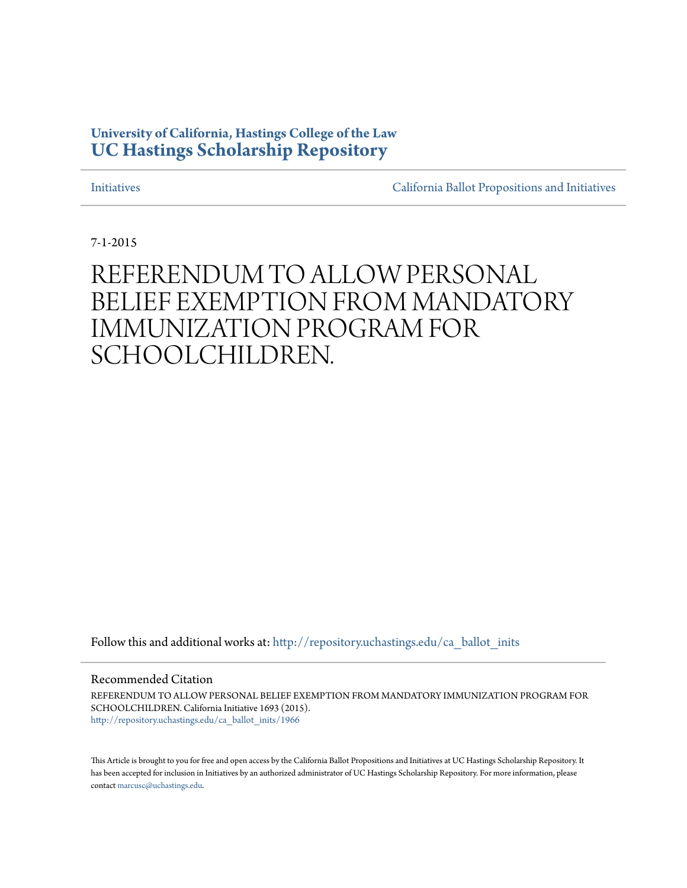**University of California, Hastings College of the Law**
**UC Hastings Scholarship Repository**

Initiatives | California Ballot Propositions and Initiatives

7-1-2015

# REFERENDUM TO ALLOW PERSONAL BELIEF EXEMPTION FROM MANDATORY IMMUNIZATION PROGRAM FOR SCHOOLCHILDREN.

Follow this and additional works at: http://repository.uchastings.edu/ca_ballot_inits

Recommended Citation

REFERENDUM TO ALLOW PERSONAL BELIEF EXEMPTION FROM MANDATORY IMMUNIZATION PROGRAM FOR SCHOOLCHILDREN. California Initiative 1693 (2015).
http://repository.uchastings.edu/ca_ballot_inits/1966

This Article is brought to you for free and open access by the California Ballot Propositions and Initiatives at UC Hastings Scholarship Repository. It has been accepted for inclusion in Initiatives by an authorized administrator of UC Hastings Scholarship Repository. For more information, please contact marcusc@uchastings.edu.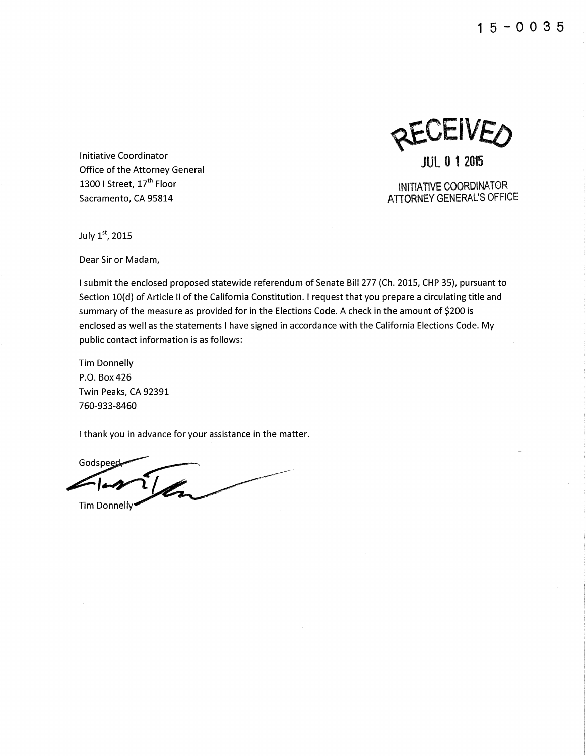15-0035

RECEIVED

JUL 01 2015

INITIATIVE COORDINATOR
ATTORNEY GENERAL'S OFFICE

Initiative Coordinator
Office of the Attorney General
1300 I Street, 17th Floor
Sacramento, CA 95814

July 1st, 2015

Dear Sir or Madam,

I submit the enclosed proposed statewide referendum of Senate Bill 277 (Ch. 2015, CHP 35), pursuant to Section 10(d) of Article II of the California Constitution. I request that you prepare a circulating title and summary of the measure as provided for in the Elections Code. A check in the amount of $200 is enclosed as well as the statements I have signed in accordance with the California Elections Code. My public contact information is as follows:

Tim Donnelly
P.O. Box 426
Twin Peaks, CA 92391
760-933-8460

I thank you in advance for your assistance in the matter.

Godspeed,

Tim Donnelly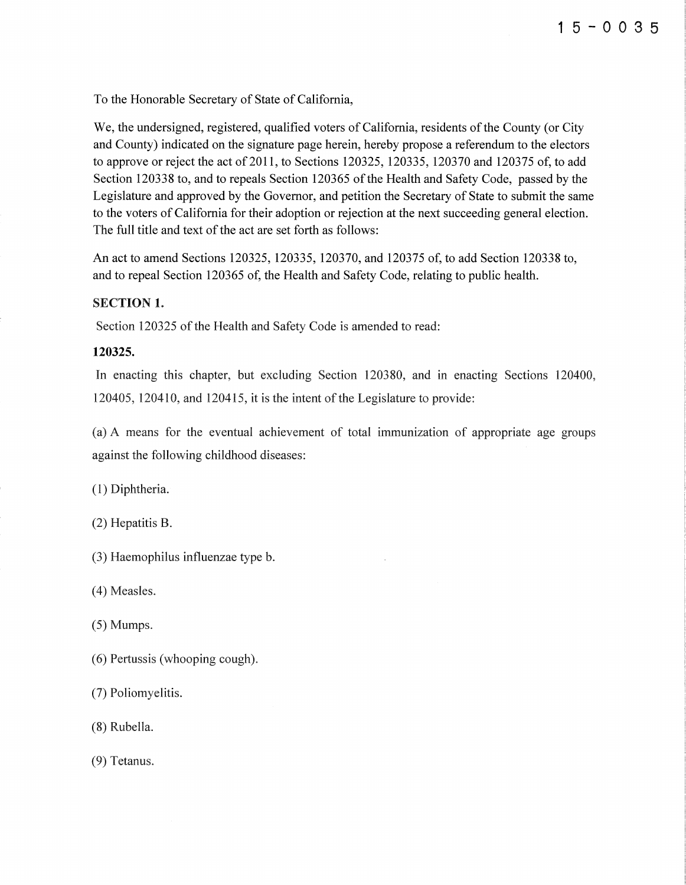15-0035

To the Honorable Secretary of State of California,

We, the undersigned, registered, qualified voters of California, residents of the County (or City and County) indicated on the signature page herein, hereby propose a referendum to the electors to approve or reject the act of 2011, to Sections 120325, 120335, 120370 and 120375 of, to add Section 120338 to, and to repeals Section 120365 of the Health and Safety Code, passed by the Legislature and approved by the Governor, and petition the Secretary of State to submit the same to the voters of California for their adoption or rejection at the next succeeding general election. The full title and text of the act are set forth as follows:

An act to amend Sections 120325, 120335, 120370, and 120375 of, to add Section 120338 to, and to repeal Section 120365 of, the Health and Safety Code, relating to public health.

**SECTION 1.**

Section 120325 of the Health and Safety Code is amended to read:

**120325.**

In enacting this chapter, but excluding Section 120380, and in enacting Sections 120400, 120405, 120410, and 120415, it is the intent of the Legislature to provide:

(a) A means for the eventual achievement of total immunization of appropriate age groups against the following childhood diseases:

(1) Diphtheria.

(2) Hepatitis B.

(3) Haemophilus influenzae type b.

(4) Measles.

(5) Mumps.

(6) Pertussis (whooping cough).

(7) Poliomyelitis.

(8) Rubella.

(9) Tetanus.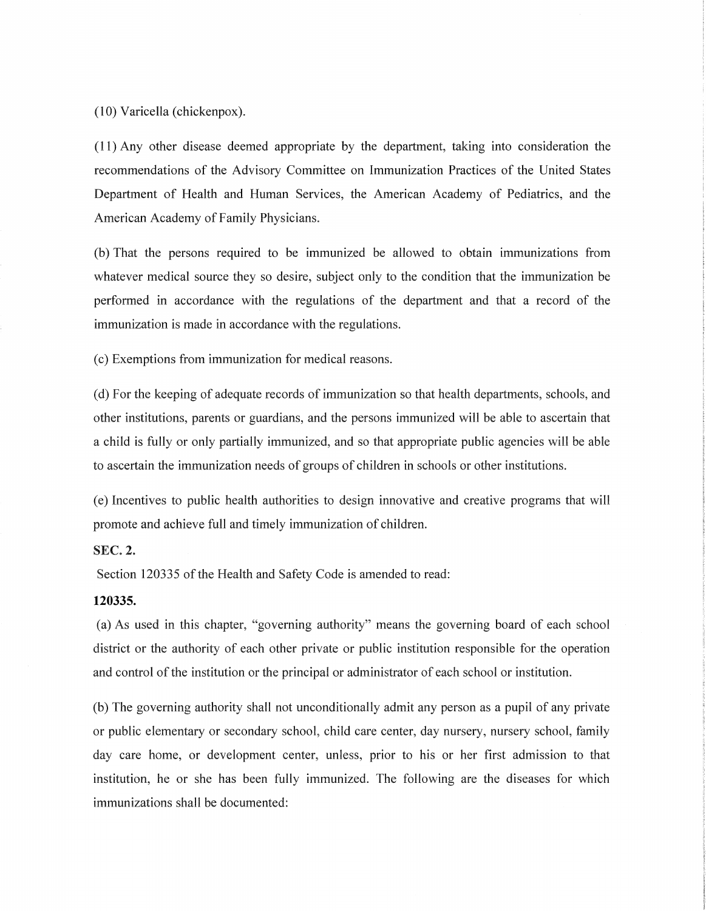(10) Varicella (chickenpox).

(11) Any other disease deemed appropriate by the department, taking into consideration the recommendations of the Advisory Committee on Immunization Practices of the United States Department of Health and Human Services, the American Academy of Pediatrics, and the American Academy of Family Physicians.

(b) That the persons required to be immunized be allowed to obtain immunizations from whatever medical source they so desire, subject only to the condition that the immunization be performed in accordance with the regulations of the department and that a record of the immunization is made in accordance with the regulations.

(c) Exemptions from immunization for medical reasons.

(d) For the keeping of adequate records of immunization so that health departments, schools, and other institutions, parents or guardians, and the persons immunized will be able to ascertain that a child is fully or only partially immunized, and so that appropriate public agencies will be able to ascertain the immunization needs of groups of children in schools or other institutions.

(e) Incentives to public health authorities to design innovative and creative programs that will promote and achieve full and timely immunization of children.

**SEC. 2.**

Section 120335 of the Health and Safety Code is amended to read:

**120335.**

(a) As used in this chapter, "governing authority" means the governing board of each school district or the authority of each other private or public institution responsible for the operation and control of the institution or the principal or administrator of each school or institution.

(b) The governing authority shall not unconditionally admit any person as a pupil of any private or public elementary or secondary school, child care center, day nursery, nursery school, family day care home, or development center, unless, prior to his or her first admission to that institution, he or she has been fully immunized. The following are the diseases for which immunizations shall be documented: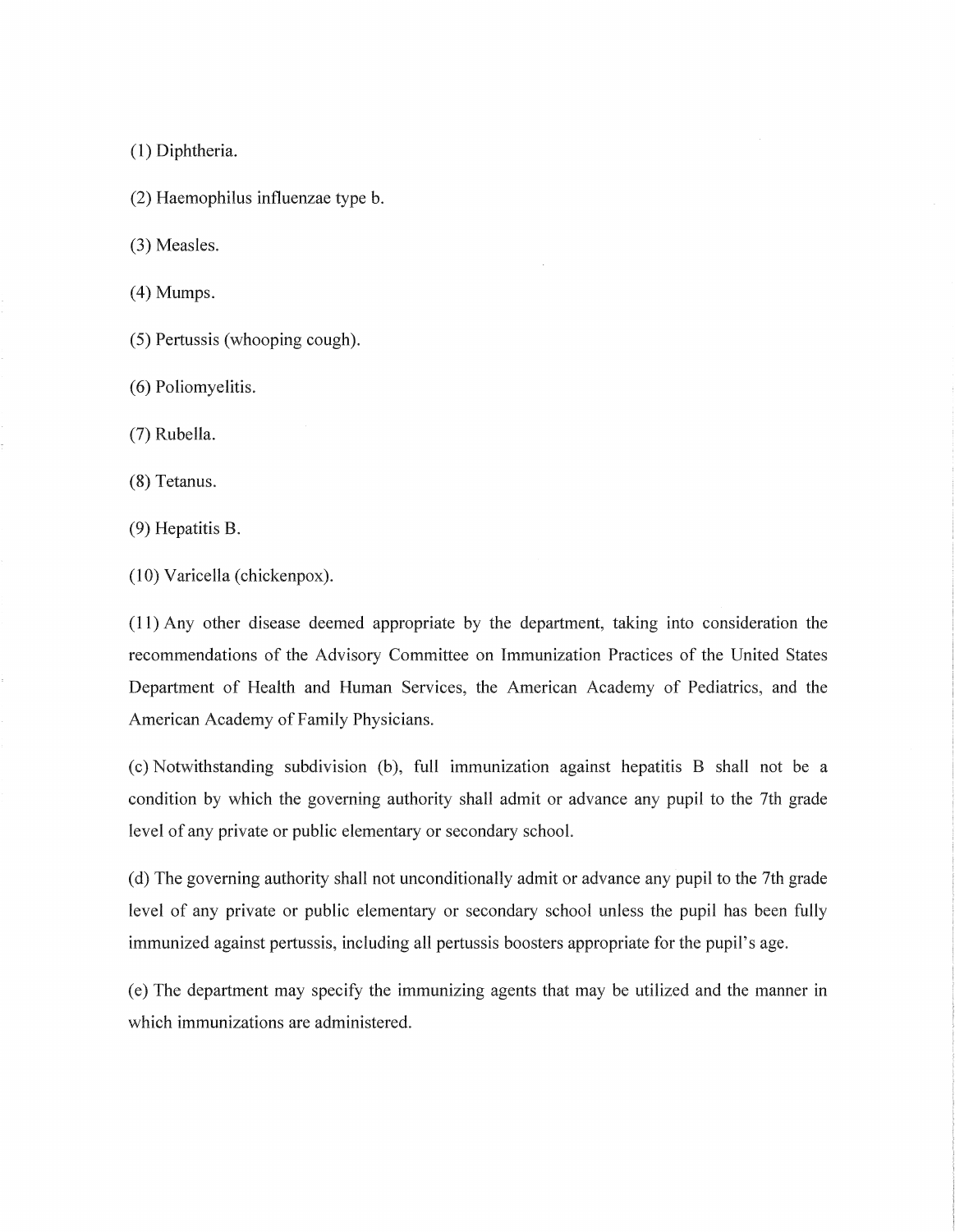(1) Diphtheria.

(2) Haemophilus influenzae type b.

(3) Measles.

(4) Mumps.

(5) Pertussis (whooping cough).

(6) Poliomyelitis.

(7) Rubella.

(8) Tetanus.

(9) Hepatitis B.

(10) Varicella (chickenpox).

(11) Any other disease deemed appropriate by the department, taking into consideration the recommendations of the Advisory Committee on Immunization Practices of the United States Department of Health and Human Services, the American Academy of Pediatrics, and the American Academy of Family Physicians.

(c) Notwithstanding subdivision (b), full immunization against hepatitis B shall not be a condition by which the governing authority shall admit or advance any pupil to the 7th grade level of any private or public elementary or secondary school.

(d) The governing authority shall not unconditionally admit or advance any pupil to the 7th grade level of any private or public elementary or secondary school unless the pupil has been fully immunized against pertussis, including all pertussis boosters appropriate for the pupil's age.

(e) The department may specify the immunizing agents that may be utilized and the manner in which immunizations are administered.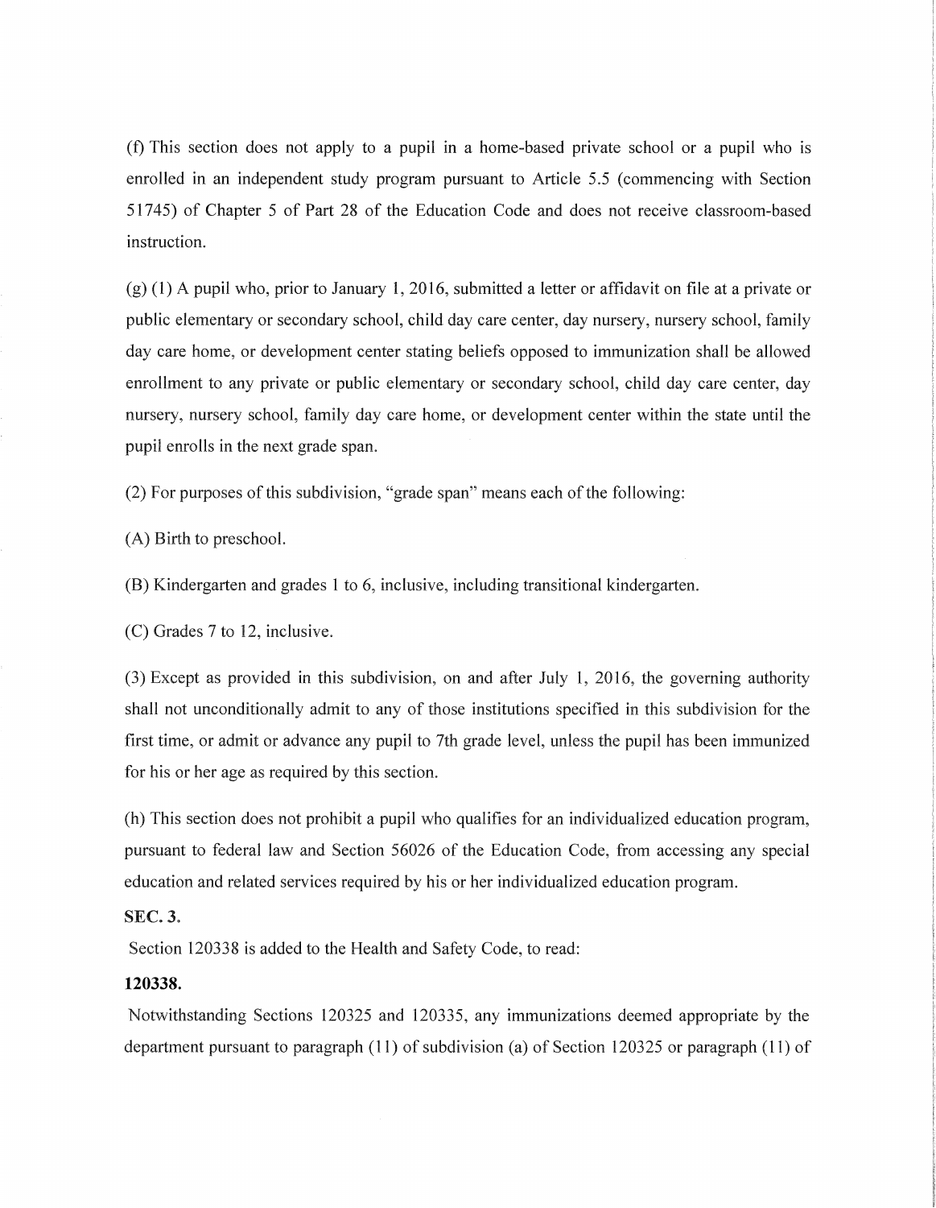(f) This section does not apply to a pupil in a home-based private school or a pupil who is enrolled in an independent study program pursuant to Article 5.5 (commencing with Section 51745) of Chapter 5 of Part 28 of the Education Code and does not receive classroom-based instruction.

(g) (1) A pupil who, prior to January 1, 2016, submitted a letter or affidavit on file at a private or public elementary or secondary school, child day care center, day nursery, nursery school, family day care home, or development center stating beliefs opposed to immunization shall be allowed enrollment to any private or public elementary or secondary school, child day care center, day nursery, nursery school, family day care home, or development center within the state until the pupil enrolls in the next grade span.

(2) For purposes of this subdivision, "grade span" means each of the following:

(A) Birth to preschool.

(B) Kindergarten and grades 1 to 6, inclusive, including transitional kindergarten.

(C) Grades 7 to 12, inclusive.

(3) Except as provided in this subdivision, on and after July 1, 2016, the governing authority shall not unconditionally admit to any of those institutions specified in this subdivision for the first time, or admit or advance any pupil to 7th grade level, unless the pupil has been immunized for his or her age as required by this section.

(h) This section does not prohibit a pupil who qualifies for an individualized education program, pursuant to federal law and Section 56026 of the Education Code, from accessing any special education and related services required by his or her individualized education program.

**SEC. 3.**

Section 120338 is added to the Health and Safety Code, to read:

**120338.**

Notwithstanding Sections 120325 and 120335, any immunizations deemed appropriate by the department pursuant to paragraph (11) of subdivision (a) of Section 120325 or paragraph (11) of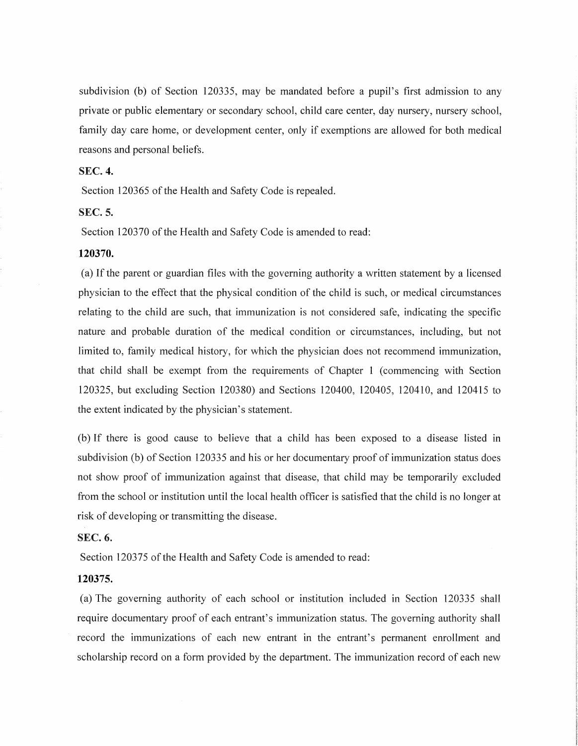subdivision (b) of Section 120335, may be mandated before a pupil's first admission to any private or public elementary or secondary school, child care center, day nursery, nursery school, family day care home, or development center, only if exemptions are allowed for both medical reasons and personal beliefs.

**SEC. 4.**

Section 120365 of the Health and Safety Code is repealed.

**SEC. 5.**

Section 120370 of the Health and Safety Code is amended to read:

**120370.**

(a) If the parent or guardian files with the governing authority a written statement by a licensed physician to the effect that the physical condition of the child is such, or medical circumstances relating to the child are such, that immunization is not considered safe, indicating the specific nature and probable duration of the medical condition or circumstances, including, but not limited to, family medical history, for which the physician does not recommend immunization, that child shall be exempt from the requirements of Chapter 1 (commencing with Section 120325, but excluding Section 120380) and Sections 120400, 120405, 120410, and 120415 to the extent indicated by the physician's statement.

(b) If there is good cause to believe that a child has been exposed to a disease listed in subdivision (b) of Section 120335 and his or her documentary proof of immunization status does not show proof of immunization against that disease, that child may be temporarily excluded from the school or institution until the local health officer is satisfied that the child is no longer at risk of developing or transmitting the disease.

**SEC. 6.**

Section 120375 of the Health and Safety Code is amended to read:

**120375.**

(a) The governing authority of each school or institution included in Section 120335 shall require documentary proof of each entrant's immunization status. The governing authority shall record the immunizations of each new entrant in the entrant's permanent enrollment and scholarship record on a form provided by the department. The immunization record of each new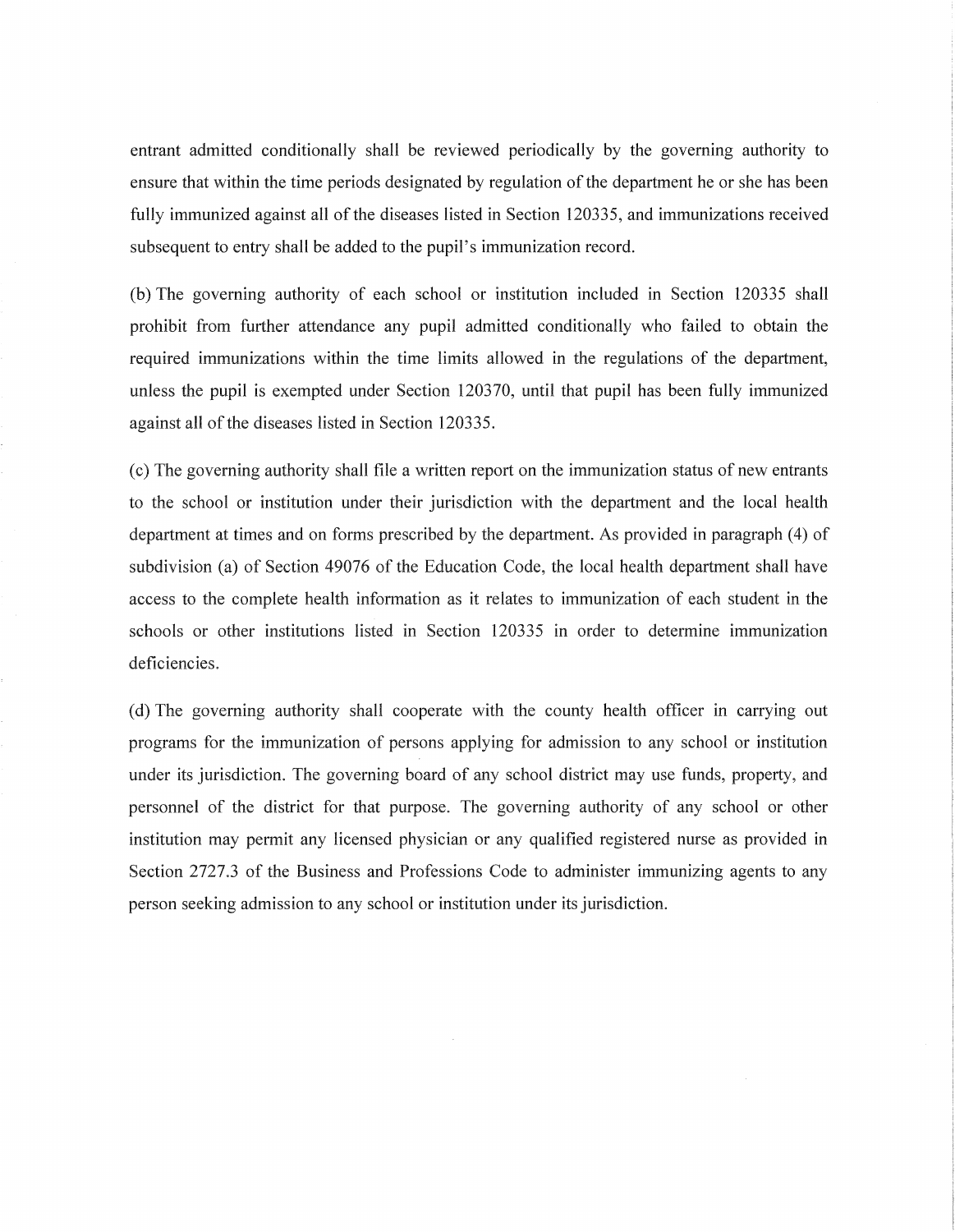entrant admitted conditionally shall be reviewed periodically by the governing authority to ensure that within the time periods designated by regulation of the department he or she has been fully immunized against all of the diseases listed in Section 120335, and immunizations received subsequent to entry shall be added to the pupil's immunization record.

(b) The governing authority of each school or institution included in Section 120335 shall prohibit from further attendance any pupil admitted conditionally who failed to obtain the required immunizations within the time limits allowed in the regulations of the department, unless the pupil is exempted under Section 120370, until that pupil has been fully immunized against all of the diseases listed in Section 120335.

(c) The governing authority shall file a written report on the immunization status of new entrants to the school or institution under their jurisdiction with the department and the local health department at times and on forms prescribed by the department. As provided in paragraph (4) of subdivision (a) of Section 49076 of the Education Code, the local health department shall have access to the complete health information as it relates to immunization of each student in the schools or other institutions listed in Section 120335 in order to determine immunization deficiencies.

(d) The governing authority shall cooperate with the county health officer in carrying out programs for the immunization of persons applying for admission to any school or institution under its jurisdiction. The governing board of any school district may use funds, property, and personnel of the district for that purpose. The governing authority of any school or other institution may permit any licensed physician or any qualified registered nurse as provided in Section 2727.3 of the Business and Professions Code to administer immunizing agents to any person seeking admission to any school or institution under its jurisdiction.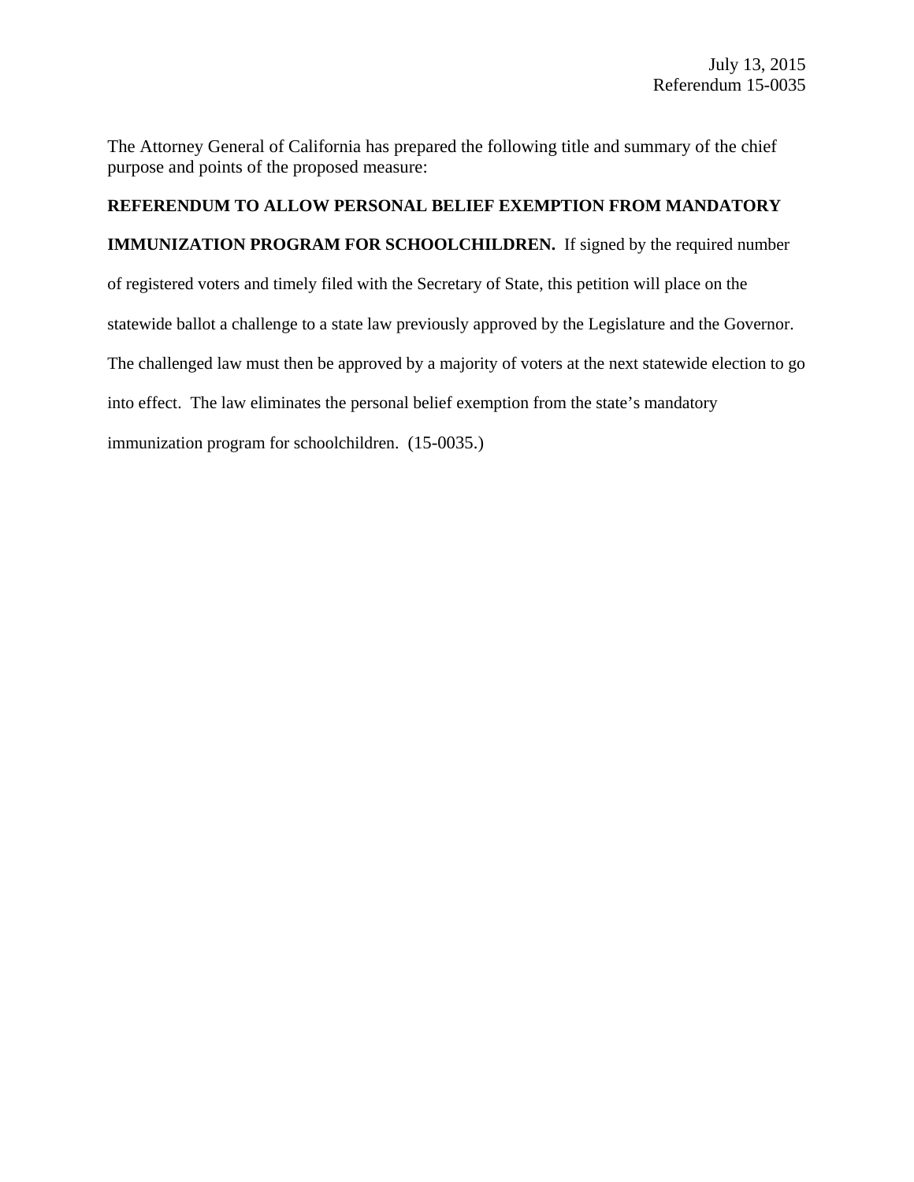July 13, 2015
Referendum 15-0035

The Attorney General of California has prepared the following title and summary of the chief purpose and points of the proposed measure:

**REFERENDUM TO ALLOW PERSONAL BELIEF EXEMPTION FROM MANDATORY IMMUNIZATION PROGRAM FOR SCHOOLCHILDREN.** If signed by the required number of registered voters and timely filed with the Secretary of State, this petition will place on the statewide ballot a challenge to a state law previously approved by the Legislature and the Governor. The challenged law must then be approved by a majority of voters at the next statewide election to go into effect. The law eliminates the personal belief exemption from the state's mandatory immunization program for schoolchildren. (15-0035.)